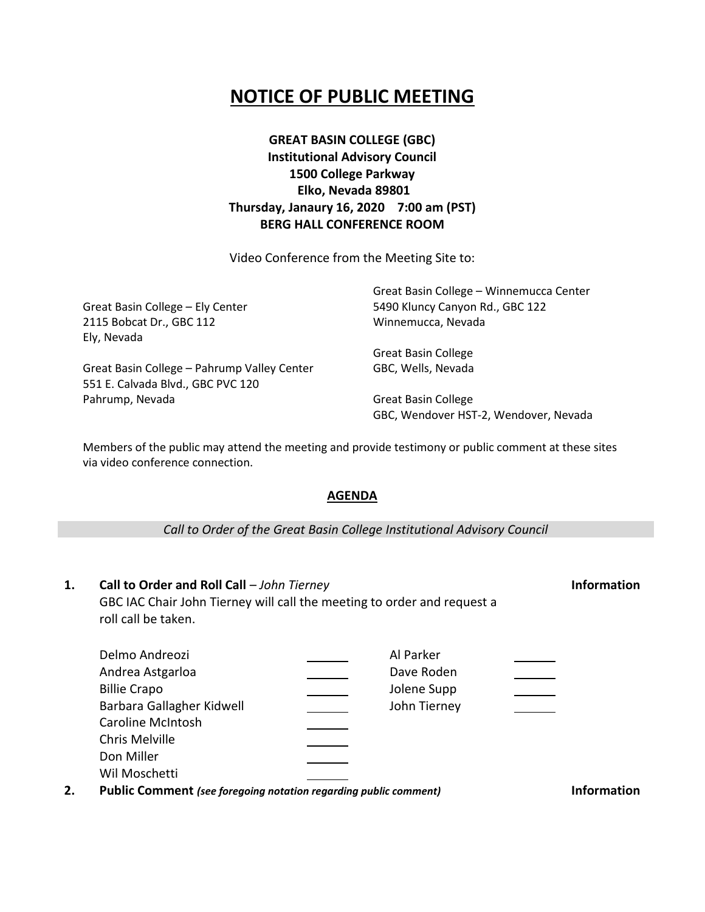# NOTICE OF PUBLIC MEETING

**GREAT BASIN COLLEGE (GBC)**
**Institutional Advisory Council**
**1500 College Parkway**
**Elko, Nevada 89801**
**Thursday, Janaury 16, 2020 7:00 am (PST)**
**BERG HALL CONFERENCE ROOM**

Video Conference from the Meeting Site to:

Great Basin College – Ely Center
2115 Bobcat Dr., GBC 112
Ely, Nevada

Great Basin College – Pahrump Valley Center
551 E. Calvada Blvd., GBC PVC 120
Pahrump, Nevada

Great Basin College – Winnemucca Center
5490 Kluncy Canyon Rd., GBC 122
Winnemucca, Nevada

Great Basin College
GBC, Wells, Nevada

Great Basin College
GBC, Wendover HST-2, Wendover, Nevada

Members of the public may attend the meeting and provide testimony or public comment at these sites via video conference connection.

## AGENDA

*Call to Order of the Great Basin College Institutional Advisory Council*

**1. Call to Order and Roll Call** – *John Tierney* **Information**

GBC IAC Chair John Tierney will call the meeting to order and request a roll call be taken.

| | | | |
|---|---|---|---|
| Delmo Andreozi | ______ | Al Parker | ______ |
| Andrea Astgarloa | ______ | Dave Roden | ______ |
| Billie Crapo | ______ | Jolene Supp | ______ |
| Barbara Gallagher Kidwell | ______ | John Tierney | ______ |
| Caroline McIntosh | ______ | | |
| Chris Melville | ______ | | |
| Don Miller | ______ | | |
| Wil Moschetti | ______ | | |

**2. Public Comment** ***(see foregoing notation regarding public comment)*** **Information**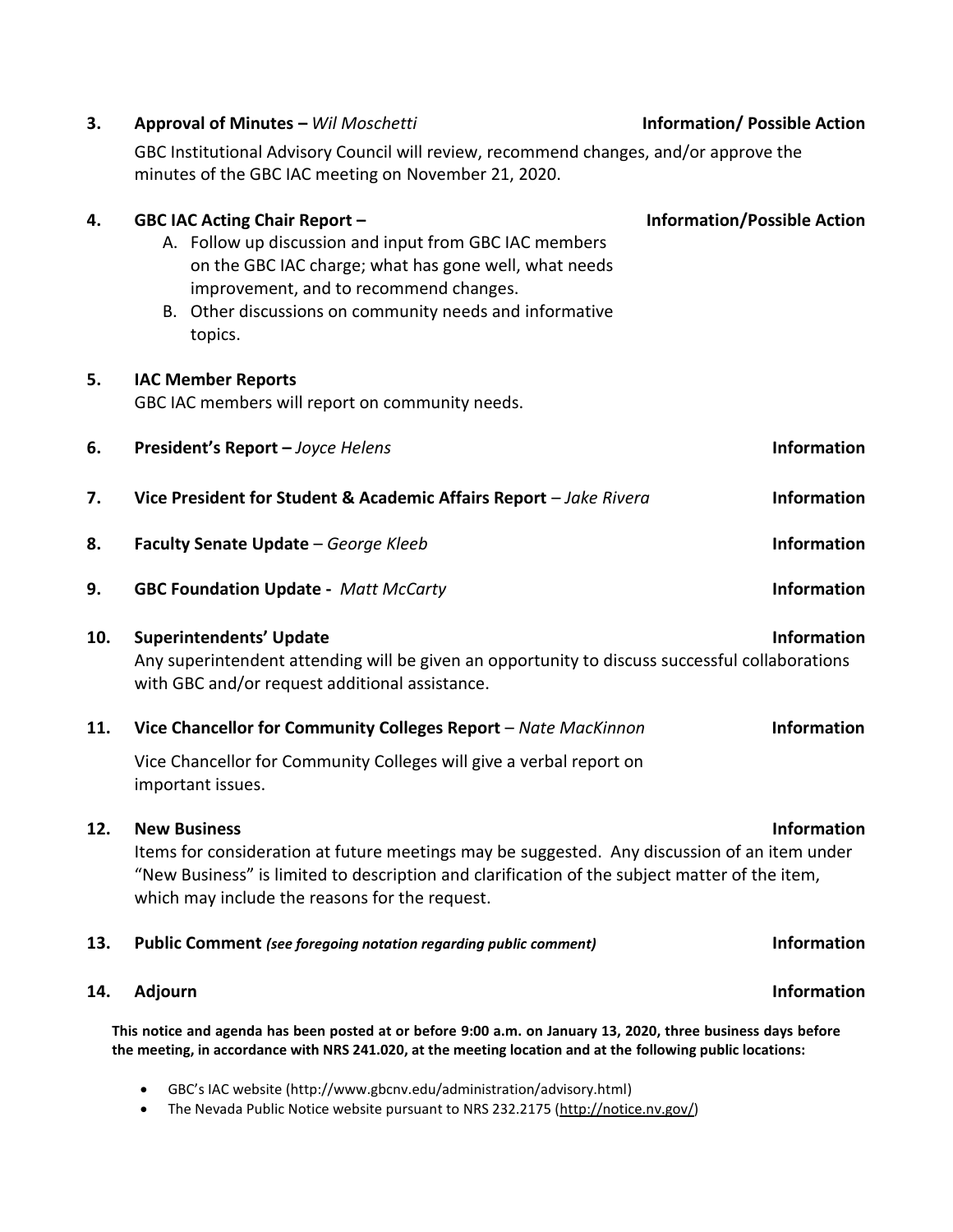**3. Approval of Minutes –** *Wil Moschetti* **Information/ Possible Action**

GBC Institutional Advisory Council will review, recommend changes, and/or approve the minutes of the GBC IAC meeting on November 21, 2020.

**4. GBC IAC Acting Chair Report –** **Information/Possible Action**

A. Follow up discussion and input from GBC IAC members on the GBC IAC charge; what has gone well, what needs improvement, and to recommend changes.
B. Other discussions on community needs and informative topics.

**5. IAC Member Reports**

GBC IAC members will report on community needs.

**6. President's Report –** *Joyce Helens* **Information**

**7. Vice President for Student & Academic Affairs Report** – *Jake Rivera* **Information**

**8. Faculty Senate Update** – *George Kleeb* **Information**

**9. GBC Foundation Update -** *Matt McCarty* **Information**

**10. Superintendents' Update** **Information**

Any superintendent attending will be given an opportunity to discuss successful collaborations with GBC and/or request additional assistance.

**11. Vice Chancellor for Community Colleges Report** – *Nate MacKinnon* **Information**

Vice Chancellor for Community Colleges will give a verbal report on important issues.

**12. New Business** **Information**

Items for consideration at future meetings may be suggested. Any discussion of an item under "New Business" is limited to description and clarification of the subject matter of the item, which may include the reasons for the request.

**13. Public Comment** ***(see foregoing notation regarding public comment)*** **Information**

**14. Adjourn** **Information**

**This notice and agenda has been posted at or before 9:00 a.m. on January 13, 2020, three business days before the meeting, in accordance with NRS 241.020, at the meeting location and at the following public locations:**

- GBC's IAC website (http://www.gbcnv.edu/administration/advisory.html)
- The Nevada Public Notice website pursuant to NRS 232.2175 (http://notice.nv.gov/)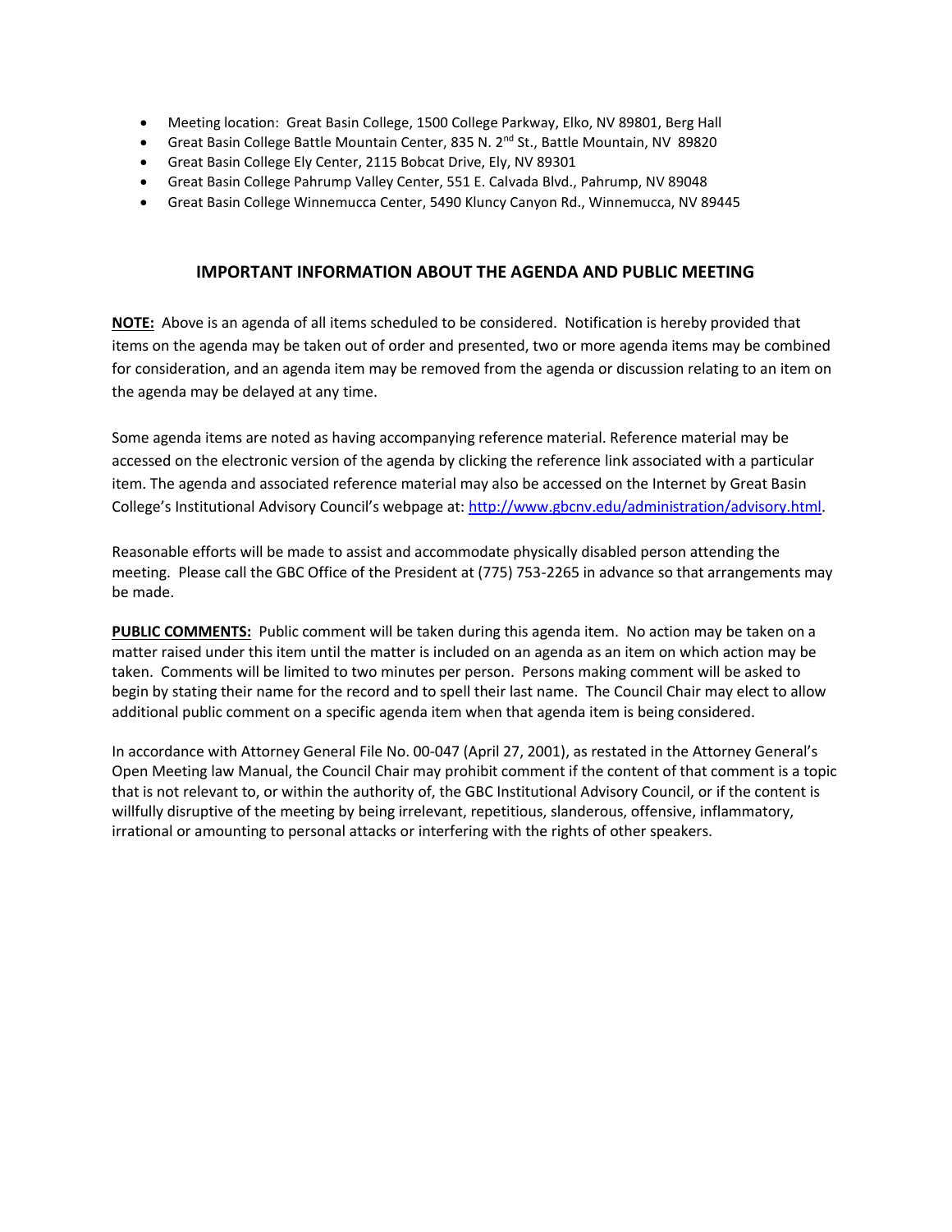- Meeting location: Great Basin College, 1500 College Parkway, Elko, NV 89801, Berg Hall
- Great Basin College Battle Mountain Center, 835 N. 2nd St., Battle Mountain, NV 89820
- Great Basin College Ely Center, 2115 Bobcat Drive, Ely, NV 89301
- Great Basin College Pahrump Valley Center, 551 E. Calvada Blvd., Pahrump, NV 89048
- Great Basin College Winnemucca Center, 5490 Kluncy Canyon Rd., Winnemucca, NV 89445

## IMPORTANT INFORMATION ABOUT THE AGENDA AND PUBLIC MEETING

**NOTE:** Above is an agenda of all items scheduled to be considered. Notification is hereby provided that items on the agenda may be taken out of order and presented, two or more agenda items may be combined for consideration, and an agenda item may be removed from the agenda or discussion relating to an item on the agenda may be delayed at any time.

Some agenda items are noted as having accompanying reference material. Reference material may be accessed on the electronic version of the agenda by clicking the reference link associated with a particular item. The agenda and associated reference material may also be accessed on the Internet by Great Basin College's Institutional Advisory Council's webpage at: http://www.gbcnv.edu/administration/advisory.html.

Reasonable efforts will be made to assist and accommodate physically disabled person attending the meeting. Please call the GBC Office of the President at (775) 753-2265 in advance so that arrangements may be made.

**PUBLIC COMMENTS:** Public comment will be taken during this agenda item. No action may be taken on a matter raised under this item until the matter is included on an agenda as an item on which action may be taken. Comments will be limited to two minutes per person. Persons making comment will be asked to begin by stating their name for the record and to spell their last name. The Council Chair may elect to allow additional public comment on a specific agenda item when that agenda item is being considered.

In accordance with Attorney General File No. 00-047 (April 27, 2001), as restated in the Attorney General's Open Meeting law Manual, the Council Chair may prohibit comment if the content of that comment is a topic that is not relevant to, or within the authority of, the GBC Institutional Advisory Council, or if the content is willfully disruptive of the meeting by being irrelevant, repetitious, slanderous, offensive, inflammatory, irrational or amounting to personal attacks or interfering with the rights of other speakers.